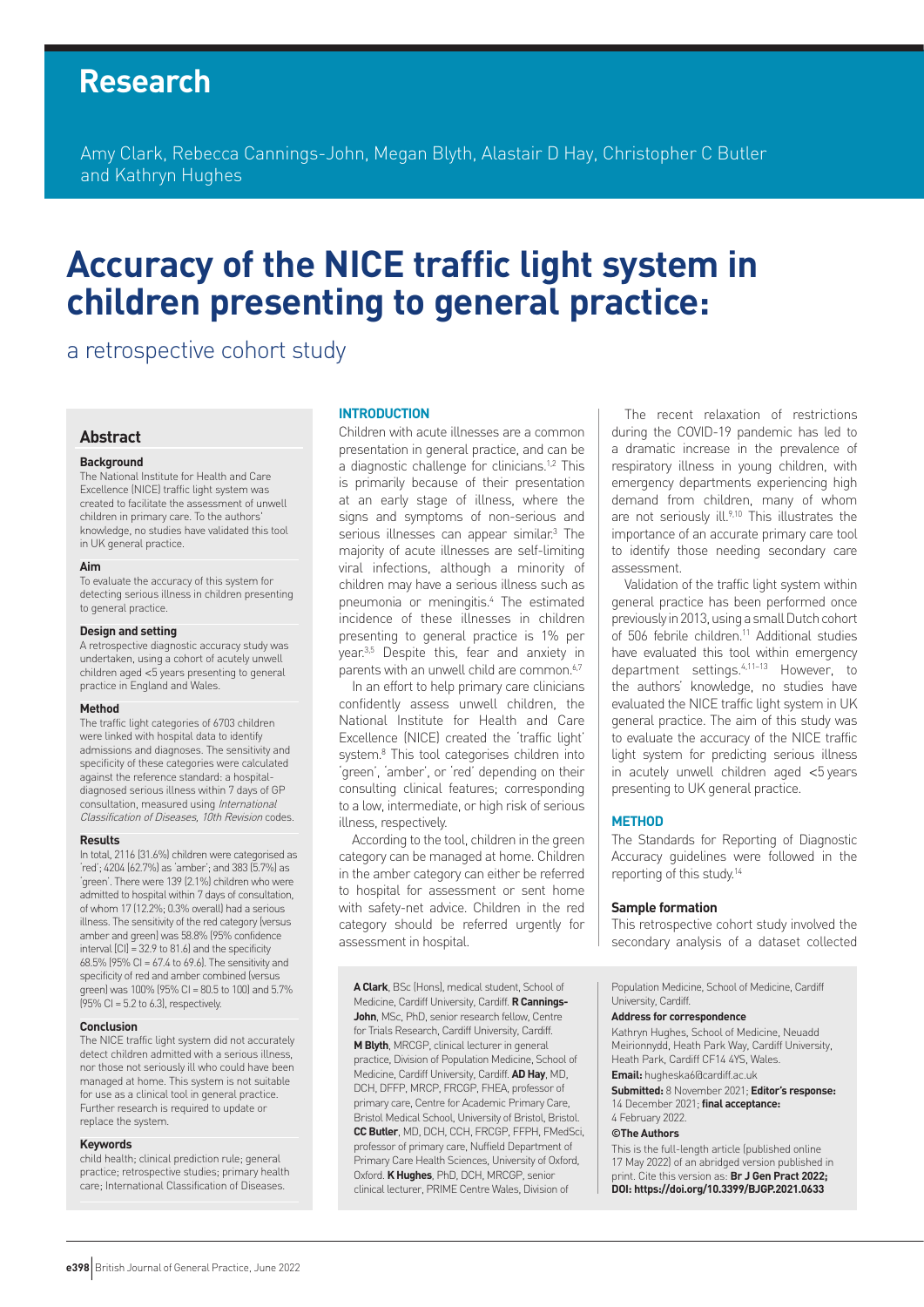# Research

Amy Clark, Rebecca Cannings-John, Megan Blyth, Alastair D Hay, Christopher C Butler and Kathryn Hughes

# Accuracy of the NICE traffic light system in children presenting to general practice:

## a retrospective cohort study

## Abstract

### Background

The National Institute for Health and Care Excellence (NICE) traffic light system was created to facilitate the assessment of unwell children in primary care. To the authors' knowledge, no studies have validated this tool in UK general practice.

### Aim

To evaluate the accuracy of this system for detecting serious illness in children presenting to general practice.

### Design and setting

A retrospective diagnostic accuracy study was undertaken, using a cohort of acutely unwell children aged <5 years presenting to general practice in England and Wales.

### Method

The traffic light categories of 6703 children were linked with hospital data to identify admissions and diagnoses. The sensitivity and specificity of these categories were calculated against the reference standard: a hospital-diagnosed serious illness within 7 days of GP consultation, measured using *International Classification of Diseases, 10th Revision* codes.

### Results

In total, 2116 (31.6%) children were categorised as 'red'; 4204 (62.7%) as 'amber'; and 383 (5.7%) as 'green'. There were 139 (2.1%) children who were admitted to hospital within 7 days of consultation, of whom 17 (12.2%; 0.3% overall) had a serious illness. The sensitivity of the red category (versus amber and green) was 58.8% (95% confidence interval [CI] = 32.9 to 81.6) and the specificity 68.5% (95% CI = 67.4 to 69.6). The sensitivity and specificity of red and amber combined (versus green) was 100% (95% CI = 80.5 to 100) and 5.7% (95% CI = 5.2 to 6.3), respectively.

### Conclusion

The NICE traffic light system did not accurately detect children admitted with a serious illness, nor those not seriously ill who could have been managed at home. This system is not suitable for use as a clinical tool in general practice. Further research is required to update or replace the system.

### Keywords

child health; clinical prediction rule; general practice; retrospective studies; primary health care; International Classification of Diseases.

## INTRODUCTION

Children with acute illnesses are a common presentation in general practice, and can be a diagnostic challenge for clinicians.[1,2] This is primarily because of their presentation at an early stage of illness, where the signs and symptoms of non-serious and serious illnesses can appear similar.[3] The majority of acute illnesses are self-limiting viral infections, although a minority of children may have a serious illness such as pneumonia or meningitis.[4] The estimated incidence of these illnesses in children presenting to general practice is 1% per year.[3,5] Despite this, fear and anxiety in parents with an unwell child are common.[6,7]

In an effort to help primary care clinicians confidently assess unwell children, the National Institute for Health and Care Excellence (NICE) created the 'traffic light' system.[8] This tool categorises children into 'green', 'amber', or 'red' depending on their consulting clinical features; corresponding to a low, intermediate, or high risk of serious illness, respectively.

According to the tool, children in the green category can be managed at home. Children in the amber category can either be referred to hospital for assessment or sent home with safety-net advice. Children in the red category should be referred urgently for assessment in hospital.

The recent relaxation of restrictions during the COVID-19 pandemic has led to a dramatic increase in the prevalence of respiratory illness in young children, with emergency departments experiencing high demand from children, many of whom are not seriously ill.[9,10] This illustrates the importance of an accurate primary care tool to identify those needing secondary care assessment.

Validation of the traffic light system within general practice has been performed once previously in 2013, using a small Dutch cohort of 506 febrile children.[11] Additional studies have evaluated this tool within emergency department settings.[4,11–13] However, to the authors' knowledge, no studies have evaluated the NICE traffic light system in UK general practice. The aim of this study was to evaluate the accuracy of the NICE traffic light system for predicting serious illness in acutely unwell children aged <5 years presenting to UK general practice.

## METHOD

The Standards for Reporting of Diagnostic Accuracy guidelines were followed in the reporting of this study.[14]

### Sample formation

This retrospective cohort study involved the secondary analysis of a dataset collected

**A Clark**, BSc (Hons), medical student, School of Medicine, Cardiff University, Cardiff. **R Cannings-John**, MSc, PhD, senior research fellow, Centre for Trials Research, Cardiff University, Cardiff. **M Blyth**, MRCGP, clinical lecturer in general practice, Division of Population Medicine, School of Medicine, Cardiff University, Cardiff. **AD Hay**, MD, DCH, DFFP, MRCP, FRCGP, FHEA, professor of primary care, Centre for Academic Primary Care, Bristol Medical School, University of Bristol, Bristol. **CC Butler**, MD, DCH, CCH, FRCGP, FFPH, FMedSci, professor of primary care, Nuffield Department of Primary Care Health Sciences, University of Oxford, Oxford. **K Hughes**, PhD, DCH, MRCGP, senior clinical lecturer, PRIME Centre Wales, Division of Population Medicine, School of Medicine, Cardiff University, Cardiff.

**Address for correspondence**

Kathryn Hughes, School of Medicine, Neuadd Meirionnydd, Heath Park Way, Cardiff University, Heath Park, Cardiff CF14 4YS, Wales.

**Email:** hugheska6@cardiff.ac.uk

**Submitted:** 8 November 2021; **Editor's response:** 14 December 2021; **final acceptance:** 4 February 2022.

**©The Authors**

This is the full-length article (published online 17 May 2022) of an abridged version published in print. Cite this version as: **Br J Gen Pract 2022; DOI: https://doi.org/10.3399/BJGP.2021.0633**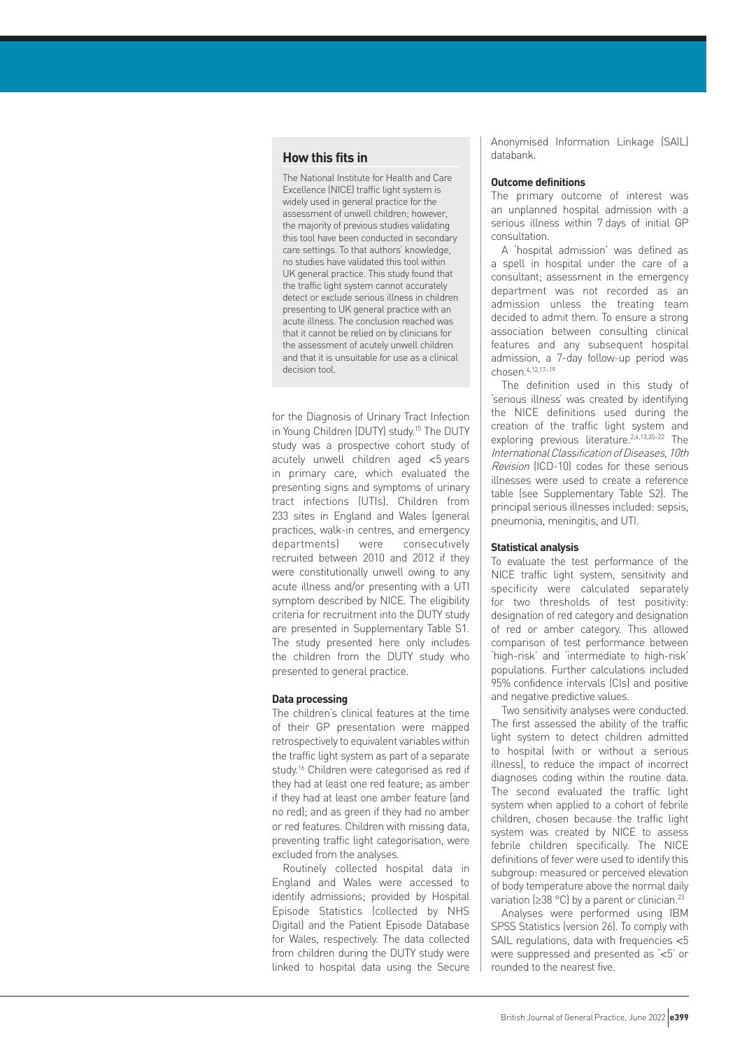## How this fits in

The National Institute for Health and Care Excellence (NICE) traffic light system is widely used in general practice for the assessment of unwell children; however, the majority of previous studies validating this tool have been conducted in secondary care settings. To that authors' knowledge, no studies have validated this tool within UK general practice. This study found that the traffic light system cannot accurately detect or exclude serious illness in children presenting to UK general practice with an acute illness. The conclusion reached was that it cannot be relied on by clinicians for the assessment of acutely unwell children and that it is unsuitable for use as a clinical decision tool.

for the Diagnosis of Urinary Tract Infection in Young Children (DUTY) study.[15] The DUTY study was a prospective cohort study of acutely unwell children aged <5 years in primary care, which evaluated the presenting signs and symptoms of urinary tract infections (UTIs). Children from 233 sites in England and Wales (general practices, walk-in centres, and emergency departments) were consecutively recruited between 2010 and 2012 if they were constitutionally unwell owing to any acute illness and/or presenting with a UTI symptom described by NICE. The eligibility criteria for recruitment into the DUTY study are presented in Supplementary Table S1. The study presented here only includes the children from the DUTY study who presented to general practice.

### Data processing

The children's clinical features at the time of their GP presentation were mapped retrospectively to equivalent variables within the traffic light system as part of a separate study.[16] Children were categorised as red if they had at least one red feature; as amber if they had at least one amber feature (and no red); and as green if they had no amber or red features. Children with missing data, preventing traffic light categorisation, were excluded from the analyses.

Routinely collected hospital data in England and Wales were accessed to identify admissions; provided by Hospital Episode Statistics (collected by NHS Digital) and the Patient Episode Database for Wales, respectively. The data collected from children during the DUTY study were linked to hospital data using the Secure Anonymised Information Linkage (SAIL) databank.

### Outcome definitions

The primary outcome of interest was an unplanned hospital admission with a serious illness within 7 days of initial GP consultation.

A 'hospital admission' was defined as a spell in hospital under the care of a consultant; assessment in the emergency department was not recorded as an admission unless the treating team decided to admit them. To ensure a strong association between consulting clinical features and any subsequent hospital admission, a 7-day follow-up period was chosen.[4,12,17–19]

The definition used in this study of 'serious illness' was created by identifying the NICE definitions used during the creation of the traffic light system and exploring previous literature.[2,4,13,20–22] The *International Classification of Diseases, 10th Revision* (ICD-10) codes for these serious illnesses were used to create a reference table (see Supplementary Table S2). The principal serious illnesses included: sepsis, pneumonia, meningitis, and UTI.

### Statistical analysis

To evaluate the test performance of the NICE traffic light system, sensitivity and specificity were calculated separately for two thresholds of test positivity: designation of red category and designation of red or amber category. This allowed comparison of test performance between 'high-risk' and 'intermediate to high-risk' populations. Further calculations included 95% confidence intervals (CIs) and positive and negative predictive values.

Two sensitivity analyses were conducted. The first assessed the ability of the traffic light system to detect children admitted to hospital (with or without a serious illness), to reduce the impact of incorrect diagnoses coding within the routine data. The second evaluated the traffic light system when applied to a cohort of febrile children, chosen because the traffic light system was created by NICE to assess febrile children specifically. The NICE definitions of fever were used to identify this subgroup: measured or perceived elevation of body temperature above the normal daily variation (≥38 °C) by a parent or clinician.[23]

Analyses were performed using IBM SPSS Statistics (version 26). To comply with SAIL regulations, data with frequencies <5 were suppressed and presented as '<5' or rounded to the nearest five.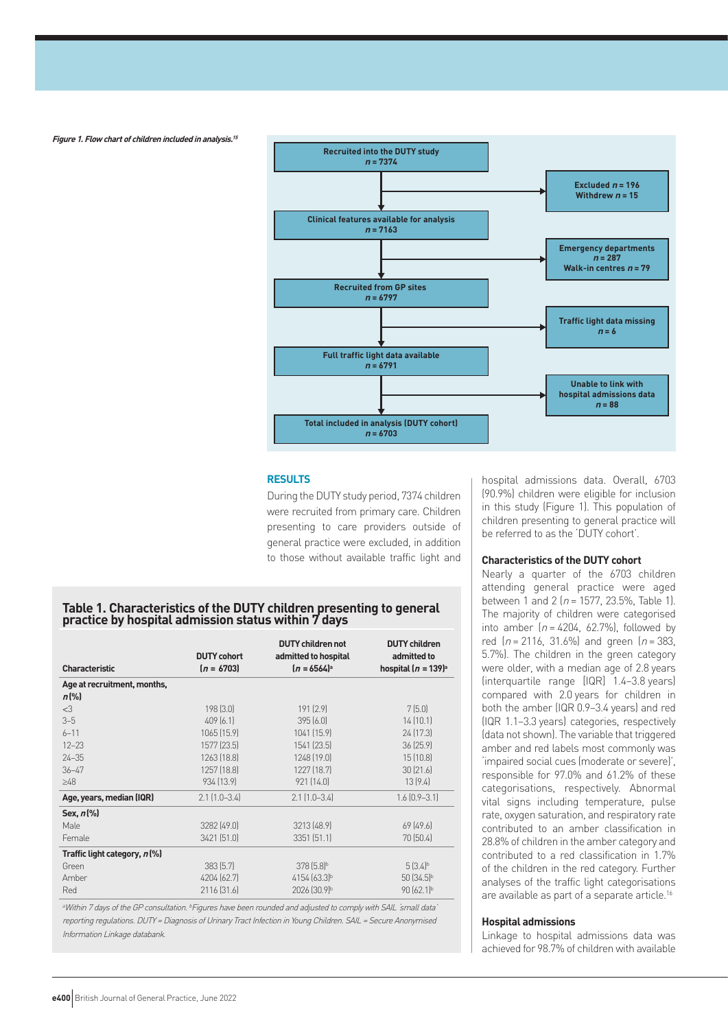*Figure 1. Flow chart of children included in analysis.[15]*

Recruited into the DUTY study
n = 7374

→ Excluded n = 196
Withdrew n = 15

Clinical features available for analysis
n = 7163

→ Emergency departments
n = 287
Walk-in centres n = 79

Recruited from GP sites
n = 6797

→ Traffic light data missing
n = 6

Full traffic light data available
n = 6791

→ Unable to link with hospital admissions data
n = 88

Total included in analysis (DUTY cohort)
n = 6703

## RESULTS

During the DUTY study period, 7374 children were recruited from primary care. Children presenting to care providers outside of general practice were excluded, in addition to those without available traffic light and hospital admissions data. Overall, 6703 (90.9%) children were eligible for inclusion in this study (Figure 1). This population of children presenting to general practice will be referred to as the 'DUTY cohort'.

**Table 1. Characteristics of the DUTY children presenting to general practice by hospital admission status within 7 days**

| Characteristic | DUTY cohort (n = 6703) | DUTY children not admitted to hospital (n = 6564)[a] | DUTY children admitted to hospital (n = 139)[a] |
|---|---|---|---|
| **Age at recruitment, months, n (%)** | | | |
| <3 | 198 (3.0) | 191 (2.9) | 7 (5.0) |
| 3–5 | 409 (6.1) | 395 (6.0) | 14 (10.1) |
| 6–11 | 1065 (15.9) | 1041 (15.9) | 24 (17.3) |
| 12–23 | 1577 (23.5) | 1541 (23.5) | 36 (25.9) |
| 24–35 | 1263 (18.8) | 1248 (19.0) | 15 (10.8) |
| 36–47 | 1257 (18.8) | 1227 (18.7) | 30 (21.6) |
| ≥48 | 934 (13.9) | 921 (14.0) | 13 (9.4) |
| **Age, years, median (IQR)** | 2.1 (1.0–3.4) | 2.1 (1.0–3.4) | 1.6 (0.9–3.1) |
| **Sex, n (%)** | | | |
| Male | 3282 (49.0) | 3213 (48.9) | 69 (49.6) |
| Female | 3421 (51.0) | 3351 (51.1) | 70 (50.4) |
| **Traffic light category, n (%)** | | | |
| Green | 383 (5.7) | 378 (5.8)[b] | 5 (3.4)[b] |
| Amber | 4204 (62.7) | 4154 (63.3)[b] | 50 (34.5)[b] |
| Red | 2116 (31.6) | 2026 (30.9)[b] | 90 (62.1)[b] |

*[a]Within 7 days of the GP consultation. [b]Figures have been rounded and adjusted to comply with SAIL 'small data' reporting regulations. DUTY = Diagnosis of Urinary Tract Infection in Young Children. SAIL = Secure Anonymised Information Linkage databank.*

### Characteristics of the DUTY cohort

Nearly a quarter of the 6703 children attending general practice were aged between 1 and 2 (n = 1577, 23.5%, Table 1). The majority of children were categorised into amber (n = 4204, 62.7%), followed by red (n = 2116, 31.6%) and green (n = 383, 5.7%). The children in the green category were older, with a median age of 2.8 years (interquartile range [IQR] 1.4–3.8 years) compared with 2.0 years for children in both the amber (IQR 0.9–3.4 years) and red (IQR 1.1–3.3 years) categories, respectively (data not shown). The variable that triggered amber and red labels most commonly was 'impaired social cues (moderate or severe)', responsible for 97.0% and 61.2% of these categorisations, respectively. Abnormal vital signs including temperature, pulse rate, oxygen saturation, and respiratory rate contributed to an amber classification in 28.8% of children in the amber category and contributed to a red classification in 1.7% of the children in the red category. Further analyses of the traffic light categorisations are available as part of a separate article.[16]

### Hospital admissions

Linkage to hospital admissions data was achieved for 98.7% of children with available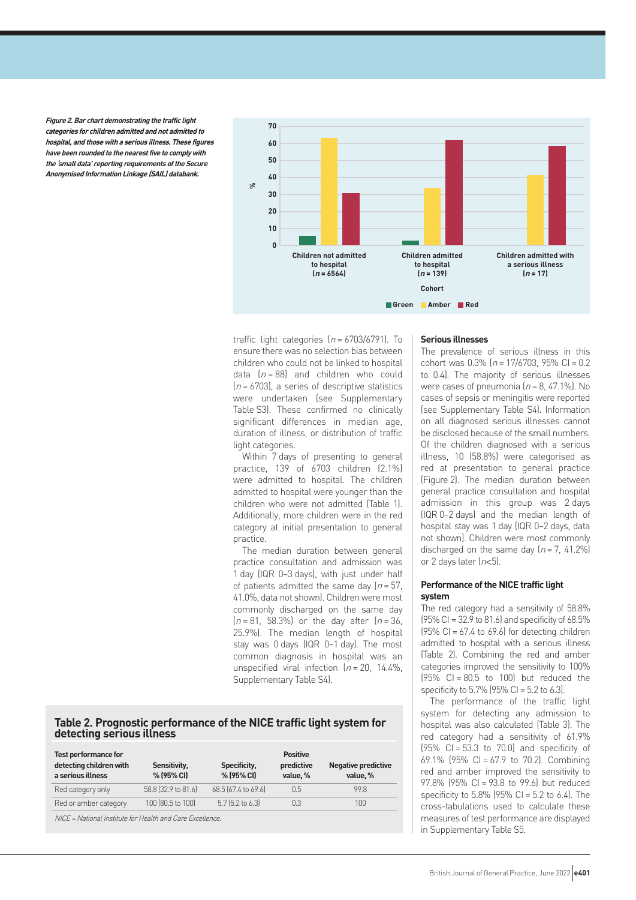*Figure 2. Bar chart demonstrating the traffic light categories for children admitted and not admitted to hospital, and those with a serious illness. These figures have been rounded to the nearest five to comply with the 'small data' reporting requirements of the Secure Anonymised Information Linkage (SAIL) databank.*

traffic light categories ($n$ = 6703/6791). To ensure there was no selection bias between children who could not be linked to hospital data ($n$ = 88) and children who could ($n$ = 6703), a series of descriptive statistics were undertaken (see Supplementary Table S3). These confirmed no clinically significant differences in median age, duration of illness, or distribution of traffic light categories.

Within 7 days of presenting to general practice, 139 of 6703 children (2.1%) were admitted to hospital. The children admitted to hospital were younger than the children who were not admitted (Table 1). Additionally, more children were in the red category at initial presentation to general practice.

The median duration between general practice consultation and admission was 1 day (IQR 0–3 days), with just under half of patients admitted the same day ($n$ = 57, 41.0%, data not shown). Children were most commonly discharged on the same day ($n$ = 81, 58.3%) or the day after ($n$ = 36, 25.9%). The median length of hospital stay was 0 days (IQR 0–1 day). The most common diagnosis in hospital was an unspecified viral infection ($n$ = 20, 14.4%, Supplementary Table S4).

## Serious illnesses

The prevalence of serious illness in this cohort was 0.3% ($n$ = 17/6703, 95% CI = 0.2 to 0.4). The majority of serious illnesses were cases of pneumonia ($n$ = 8, 47.1%). No cases of sepsis or meningitis were reported (see Supplementary Table S4). Information on all diagnosed serious illnesses cannot be disclosed because of the small numbers. Of the children diagnosed with a serious illness, 10 (58.8%) were categorised as red at presentation to general practice (Figure 2). The median duration between general practice consultation and hospital admission in this group was 2 days (IQR 0–2 days) and the median length of hospital stay was 1 day (IQR 0–2 days, data not shown). Children were most commonly discharged on the same day ($n$ = 7, 41.2%) or 2 days later ($n$<5).

## Performance of the NICE traffic light system

The red category had a sensitivity of 58.8% (95% CI = 32.9 to 81.6) and specificity of 68.5% (95% CI = 67.4 to 69.6) for detecting children admitted to hospital with a serious illness (Table 2). Combining the red and amber categories improved the sensitivity to 100% (95% CI = 80.5 to 100) but reduced the specificity to 5.7% (95% CI = 5.2 to 6.3).

The performance of the traffic light system for detecting any admission to hospital was also calculated (Table 3). The red category had a sensitivity of 61.9% (95% CI = 53.3 to 70.0) and specificity of 69.1% (95% CI = 67.9 to 70.2). Combining red and amber improved the sensitivity to 97.8% (95% CI = 93.8 to 99.6) but reduced specificity to 5.8% (95% CI = 5.2 to 6.4). The cross-tabulations used to calculate these measures of test performance are displayed in Supplementary Table S5.

**Table 2. Prognostic performance of the NICE traffic light system for detecting serious illness**

| Test performance for detecting children with a serious illness | Sensitivity, % (95% CI) | Specificity, % (95% CI) | Positive predictive value, % | Negative predictive value, % |
|---|---|---|---|---|
| Red category only | 58.8 (32.9 to 81.6) | 68.5 (67.4 to 69.6) | 0.5 | 99.8 |
| Red or amber category | 100 (80.5 to 100) | 5.7 (5.2 to 6.3) | 0.3 | 100 |

*NICE = National Institute for Health and Care Excellence.*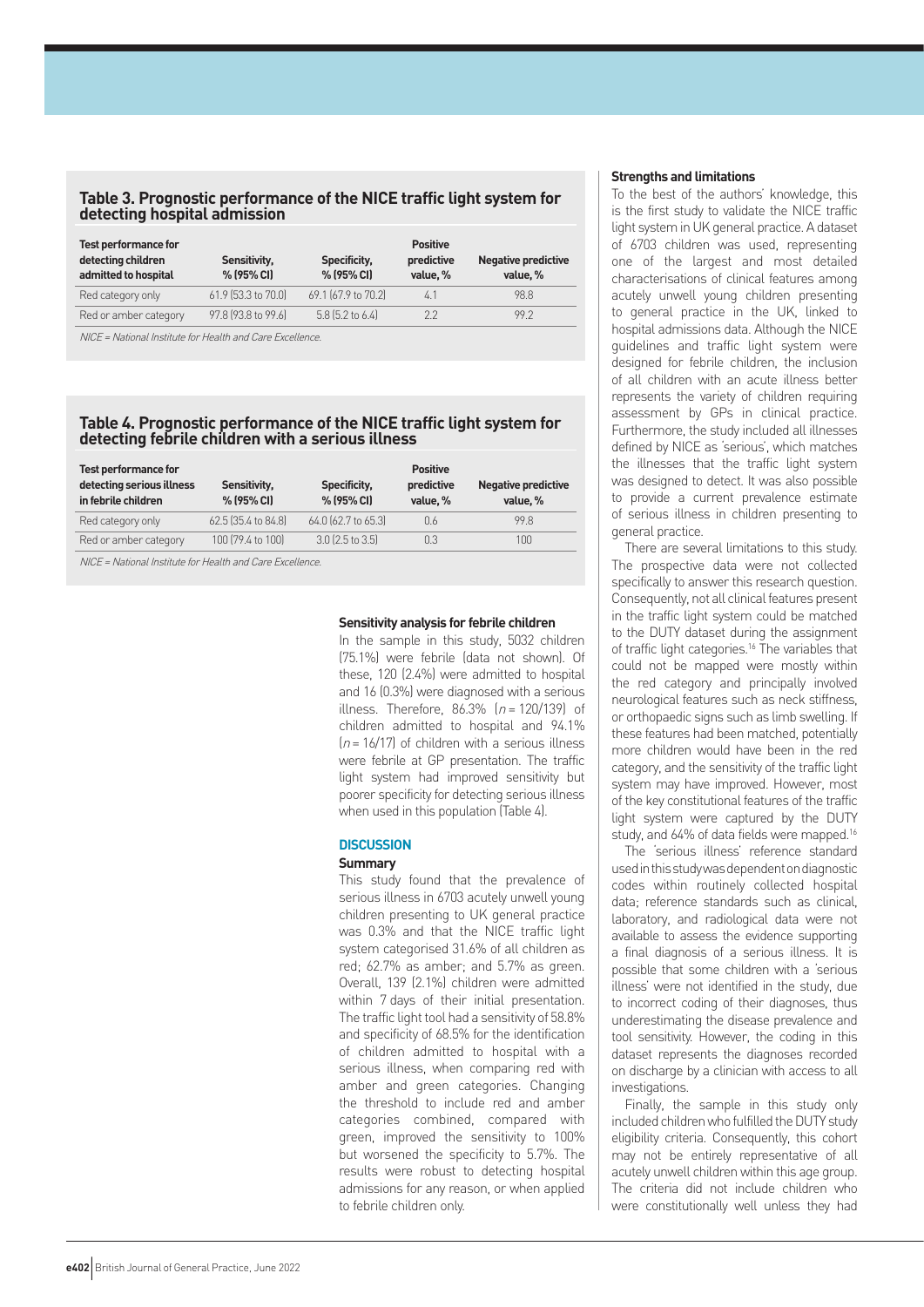**Table 3. Prognostic performance of the NICE traffic light system for detecting hospital admission**

| Test performance for detecting children admitted to hospital | Sensitivity, % (95% CI) | Specificity, % (95% CI) | Positive predictive value, % | Negative predictive value, % |
|---|---|---|---|---|
| Red category only | 61.9 (53.3 to 70.0) | 69.1 (67.9 to 70.2) | 4.1 | 98.8 |
| Red or amber category | 97.8 (93.8 to 99.6) | 5.8 (5.2 to 6.4) | 2.2 | 99.2 |

*NICE = National Institute for Health and Care Excellence.*

**Table 4. Prognostic performance of the NICE traffic light system for detecting febrile children with a serious illness**

| Test performance for detecting serious illness in febrile children | Sensitivity, % (95% CI) | Specificity, % (95% CI) | Positive predictive value, % | Negative predictive value, % |
|---|---|---|---|---|
| Red category only | 62.5 (35.4 to 84.8) | 64.0 (62.7 to 65.3) | 0.6 | 99.8 |
| Red or amber category | 100 (79.4 to 100) | 3.0 (2.5 to 3.5) | 0.3 | 100 |

*NICE = National Institute for Health and Care Excellence.*

### Sensitivity analysis for febrile children

In the sample in this study, 5032 children (75.1%) were febrile (data not shown). Of these, 120 (2.4%) were admitted to hospital and 16 (0.3%) were diagnosed with a serious illness. Therefore, 86.3% ($n = 120/139$) of children admitted to hospital and 94.1% ($n = 16/17$) of children with a serious illness were febrile at GP presentation. The traffic light system had improved sensitivity but poorer specificity for detecting serious illness when used in this population (Table 4).

## DISCUSSION

### Summary

This study found that the prevalence of serious illness in 6703 acutely unwell young children presenting to UK general practice was 0.3% and that the NICE traffic light system categorised 31.6% of all children as red; 62.7% as amber; and 5.7% as green. Overall, 139 (2.1%) children were admitted within 7 days of their initial presentation. The traffic light tool had a sensitivity of 58.8% and specificity of 68.5% for the identification of children admitted to hospital with a serious illness, when comparing red with amber and green categories. Changing the threshold to include red and amber categories combined, compared with green, improved the sensitivity to 100% but worsened the specificity to 5.7%. The results were robust to detecting hospital admissions for any reason, or when applied to febrile children only.

### Strengths and limitations

To the best of the authors' knowledge, this is the first study to validate the NICE traffic light system in UK general practice. A dataset of 6703 children was used, representing one of the largest and most detailed characterisations of clinical features among acutely unwell young children presenting to general practice in the UK, linked to hospital admissions data. Although the NICE guidelines and traffic light system were designed for febrile children, the inclusion of all children with an acute illness better represents the variety of children requiring assessment by GPs in clinical practice. Furthermore, the study included all illnesses defined by NICE as 'serious', which matches the illnesses that the traffic light system was designed to detect. It was also possible to provide a current prevalence estimate of serious illness in children presenting to general practice.

There are several limitations to this study. The prospective data were not collected specifically to answer this research question. Consequently, not all clinical features present in the traffic light system could be matched to the DUTY dataset during the assignment of traffic light categories.[16] The variables that could not be mapped were mostly within the red category and principally involved neurological features such as neck stiffness, or orthopaedic signs such as limb swelling. If these features had been matched, potentially more children would have been in the red category, and the sensitivity of the traffic light system may have improved. However, most of the key constitutional features of the traffic light system were captured by the DUTY study, and 64% of data fields were mapped.[16]

The 'serious illness' reference standard used in this study was dependent on diagnostic codes within routinely collected hospital data; reference standards such as clinical, laboratory, and radiological data were not available to assess the evidence supporting a final diagnosis of a serious illness. It is possible that some children with a 'serious illness' were not identified in the study, due to incorrect coding of their diagnoses, thus underestimating the disease prevalence and tool sensitivity. However, the coding in this dataset represents the diagnoses recorded on discharge by a clinician with access to all investigations.

Finally, the sample in this study only included children who fulfilled the DUTY study eligibility criteria. Consequently, this cohort may not be entirely representative of all acutely unwell children within this age group. The criteria did not include children who were constitutionally well unless they had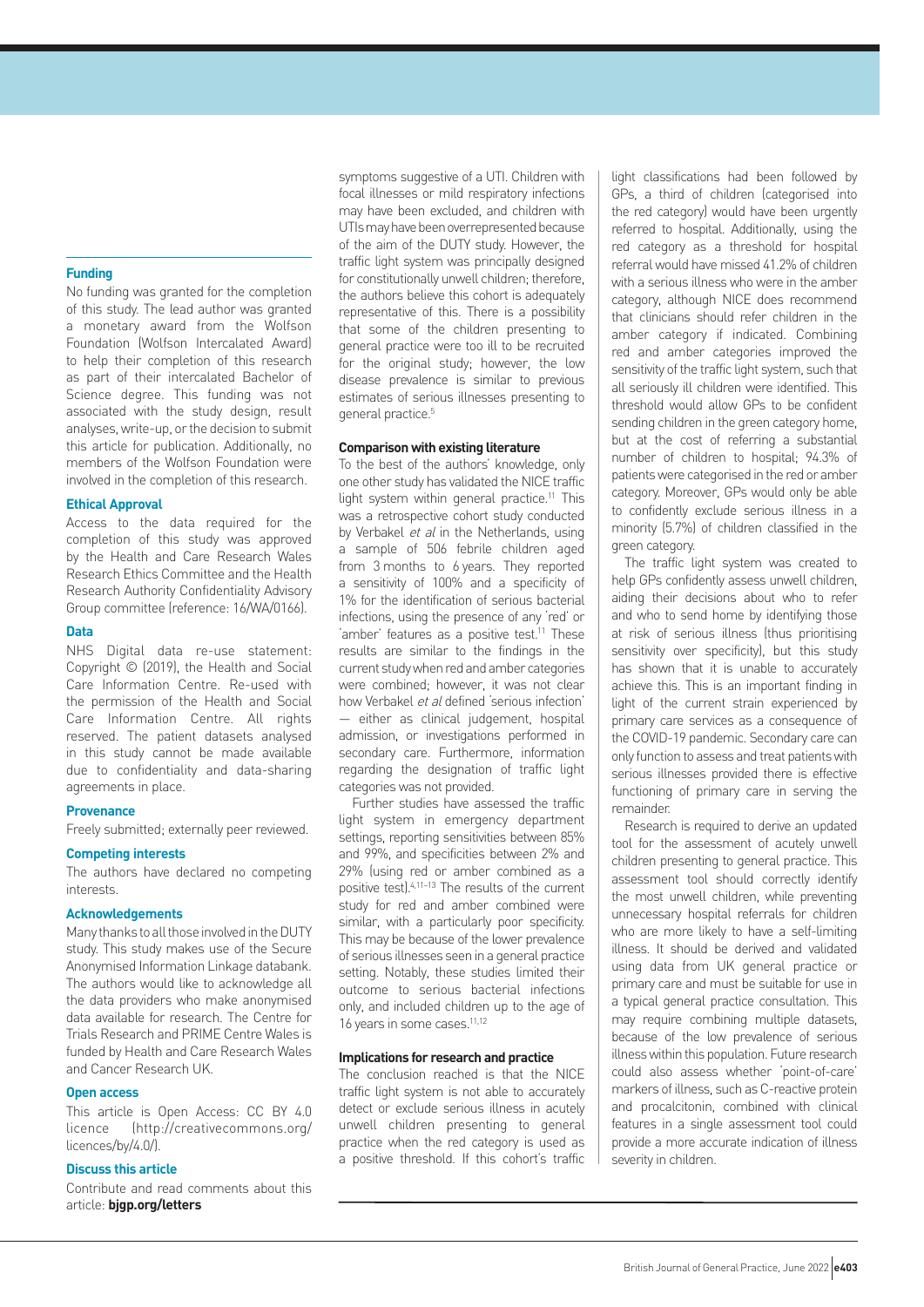symptoms suggestive of a UTI. Children with focal illnesses or mild respiratory infections may have been excluded, and children with UTIs may have been overrepresented because of the aim of the DUTY study. However, the traffic light system was principally designed for constitutionally unwell children; therefore, the authors believe this cohort is adequately representative of this. There is a possibility that some of the children presenting to general practice were too ill to be recruited for the original study; however, the low disease prevalence is similar to previous estimates of serious illnesses presenting to general practice.[5]

### Comparison with existing literature

To the best of the authors' knowledge, only one other study has validated the NICE traffic light system within general practice.[11] This was a retrospective cohort study conducted by Verbakel *et al* in the Netherlands, using a sample of 506 febrile children aged from 3 months to 6 years. They reported a sensitivity of 100% and a specificity of 1% for the identification of serious bacterial infections, using the presence of any 'red' or 'amber' features as a positive test.[11] These results are similar to the findings in the current study when red and amber categories were combined; however, it was not clear how Verbakel *et al* defined 'serious infection' — either as clinical judgement, hospital admission, or investigations performed in secondary care. Furthermore, information regarding the designation of traffic light categories was not provided.

Further studies have assessed the traffic light system in emergency department settings, reporting sensitivities between 85% and 99%, and specificities between 2% and 29% (using red or amber combined as a positive test).[4,11–13] The results of the current study for red and amber combined were similar, with a particularly poor specificity. This may be because of the lower prevalence of serious illnesses seen in a general practice setting. Notably, these studies limited their outcome to serious bacterial infections only, and included children up to the age of 16 years in some cases.[11,12]

### Implications for research and practice

The conclusion reached is that the NICE traffic light system is not able to accurately detect or exclude serious illness in acutely unwell children presenting to general practice when the red category is used as a positive threshold. If this cohort's traffic light classifications had been followed by GPs, a third of children (categorised into the red category) would have been urgently referred to hospital. Additionally, using the red category as a threshold for hospital referral would have missed 41.2% of children with a serious illness who were in the amber category, although NICE does recommend that clinicians should refer children in the amber category if indicated. Combining red and amber categories improved the sensitivity of the traffic light system, such that all seriously ill children were identified. This threshold would allow GPs to be confident sending children in the green category home, but at the cost of referring a substantial number of children to hospital; 94.3% of patients were categorised in the red or amber category. Moreover, GPs would only be able to confidently exclude serious illness in a minority (5.7%) of children classified in the green category.

The traffic light system was created to help GPs confidently assess unwell children, aiding their decisions about who to refer and who to send home by identifying those at risk of serious illness (thus prioritising sensitivity over specificity), but this study has shown that it is unable to accurately achieve this. This is an important finding in light of the current strain experienced by primary care services as a consequence of the COVID-19 pandemic. Secondary care can only function to assess and treat patients with serious illnesses provided there is effective functioning of primary care in serving the remainder.

Research is required to derive an updated tool for the assessment of acutely unwell children presenting to general practice. This assessment tool should correctly identify the most unwell children, while preventing unnecessary hospital referrals for children who are more likely to have a self-limiting illness. It should be derived and validated using data from UK general practice or primary care and must be suitable for use in a typical general practice consultation. This may require combining multiple datasets, because of the low prevalence of serious illness within this population. Future research could also assess whether 'point-of-care' markers of illness, such as C-reactive protein and procalcitonin, combined with clinical features in a single assessment tool could provide a more accurate indication of illness severity in children.

#### Funding

No funding was granted for the completion of this study. The lead author was granted a monetary award from the Wolfson Foundation (Wolfson Intercalated Award) to help their completion of this research as part of their intercalated Bachelor of Science degree. This funding was not associated with the study design, result analyses, write-up, or the decision to submit this article for publication. Additionally, no members of the Wolfson Foundation were involved in the completion of this research.

#### Ethical Approval

Access to the data required for the completion of this study was approved by the Health and Care Research Wales Research Ethics Committee and the Health Research Authority Confidentiality Advisory Group committee (reference: 16/WA/0166).

#### Data

NHS Digital data re-use statement: Copyright © (2019), the Health and Social Care Information Centre. Re-used with the permission of the Health and Social Care Information Centre. All rights reserved. The patient datasets analysed in this study cannot be made available due to confidentiality and data-sharing agreements in place.

#### Provenance

Freely submitted; externally peer reviewed.

#### Competing interests

The authors have declared no competing interests.

#### Acknowledgements

Many thanks to all those involved in the DUTY study. This study makes use of the Secure Anonymised Information Linkage databank. The authors would like to acknowledge all the data providers who make anonymised data available for research. The Centre for Trials Research and PRIME Centre Wales is funded by Health and Care Research Wales and Cancer Research UK.

#### Open access

This article is Open Access: CC BY 4.0 licence (http://creativecommons.org/licences/by/4.0/).

#### Discuss this article

Contribute and read comments about this article: **bjgp.org/letters**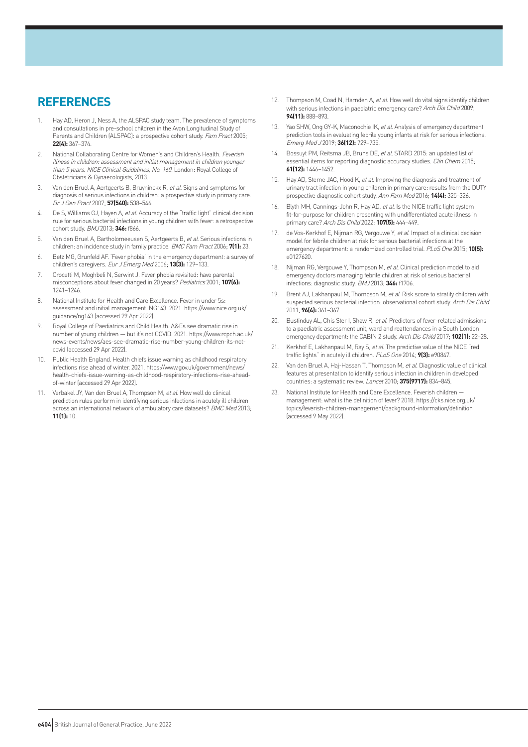## REFERENCES

1. Hay AD, Heron J, Ness A, the ALSPAC study team. The prevalence of symptoms and consultations in pre-school children in the Avon Longitudinal Study of Parents and Children (ALSPAC): a prospective cohort study. *Fam Pract* 2005; **22(4):** 367–374.
2. National Collaborating Centre for Women's and Children's Health. *Feverish illness in children: assessment and initial management in children younger than 5 years. NICE Clinical Guidelines, No. 160*. London: Royal College of Obstetricians & Gynaecologists, 2013.
3. Van den Bruel A, Aertgeerts B, Bruyninckx R, *et al*. Signs and symptoms for diagnosis of serious infections in children: a prospective study in primary care. *Br J Gen Pract* 2007; **57(540):** 538–546.
4. De S, Williams GJ, Hayen A, *et al*. Accuracy of the "traffic light" clinical decision rule for serious bacterial infections in young children with fever: a retrospective cohort study. *BMJ* 2013; **346:** f866.
5. Van den Bruel A, Bartholomeeusen S, Aertgeerts B, *et al*. Serious infections in children: an incidence study in family practice. *BMC Fam Pract* 2006; **7(1):** 23.
6. Betz MG, Grunfeld AF. 'Fever phobia' in the emergency department: a survey of children's caregivers. *Eur J Emerg Med* 2006; **13(3):** 129–133.
7. Crocetti M, Moghbeli N, Serwint J. Fever phobia revisited: have parental misconceptions about fever changed in 20 years? *Pediatrics* 2001; **107(6):** 1241–1246.
8. National Institute for Health and Care Excellence. Fever in under 5s: assessment and initial management. NG143. 2021. https://www.nice.org.uk/guidance/ng143 (accessed 29 Apr 2022).
9. Royal College of Paediatrics and Child Health. A&Es see dramatic rise in number of young children — but it's not COVID. 2021. https://www.rcpch.ac.uk/news-events/news/aes-see-dramatic-rise-number-young-children-its-not-covid (accessed 29 Apr 2022).
10. Public Health England. Health chiefs issue warning as childhood respiratory infections rise ahead of winter. 2021. https://www.gov.uk/government/news/health-chiefs-issue-warning-as-childhood-respiratory-infections-rise-ahead-of-winter (accessed 29 Apr 2022).
11. Verbakel JY, Van den Bruel A, Thompson M, *et al*. How well do clinical prediction rules perform in identifying serious infections in acutely ill children across an international network of ambulatory care datasets? *BMC Med* 2013; **11(1):** 10.
12. Thompson M, Coad N, Harnden A, *et al*. How well do vital signs identify children with serious infections in paediatric emergency care? *Arch Dis Child* 2009; **94(11):** 888–893.
13. Yao SHW, Ong GY-K, Maconochie IK, *et al*. Analysis of emergency department prediction tools in evaluating febrile young infants at risk for serious infections. *Emerg Med J* 2019; **36(12):** 729–735.
14. Bossuyt PM, Reitsma JB, Bruns DE, *et al*. STARD 2015: an updated list of essential items for reporting diagnostic accuracy studies. *Clin Chem* 2015; **61(12):** 1446–1452.
15. Hay AD, Sterne JAC, Hood K, *et al*. Improving the diagnosis and treatment of urinary tract infection in young children in primary care: results from the DUTY prospective diagnostic cohort study. *Ann Fam Med* 2016; **14(4):** 325–326.
16. Blyth MH, Cannings-John R, Hay AD, *et al*. Is the NICE traffic light system fit-for-purpose for children presenting with undifferentiated acute illness in primary care? *Arch Dis Child* 2022; **107(5):** 444–449.
17. de Vos-Kerkhof E, Nijman RG, Vergouwe Y, *et al*. Impact of a clinical decision model for febrile children at risk for serious bacterial infections at the emergency department: a randomized controlled trial. *PLoS One* 2015; **10(5):** e0127620.
18. Nijman RG, Vergouwe Y, Thompson M, *et al*. Clinical prediction model to aid emergency doctors managing febrile children at risk of serious bacterial infections: diagnostic study. *BMJ* 2013; **346:** f1706.
19. Brent AJ, Lakhanpaul M, Thompson M, *et al*. Risk score to stratify children with suspected serious bacterial infection: observational cohort study. *Arch Dis Child* 2011; **96(4):** 361–367.
20. Bustinduy AL, Chis Ster I, Shaw R, *et al*. Predictors of fever-related admissions to a paediatric assessment unit, ward and reattendances in a South London emergency department: the CABIN 2 study. *Arch Dis Child* 2017; **102(1):** 22–28.
21. Kerkhof E, Lakhanpaul M, Ray S, *et al*. The predictive value of the NICE "red traffic lights" in acutely ill children. *PLoS One* 2014; **9(3):** e90847.
22. Van den Bruel A, Haj-Hassan T, Thompson M, *et al*. Diagnostic value of clinical features at presentation to identify serious infection in children in developed countries: a systematic review. *Lancet* 2010; **375(9717):** 834–845.
23. National Institute for Health and Care Excellence. Feverish children — management: what is the definition of fever? 2018. https://cks.nice.org.uk/topics/feverish-children-management/background-information/definition (accessed 9 May 2022).